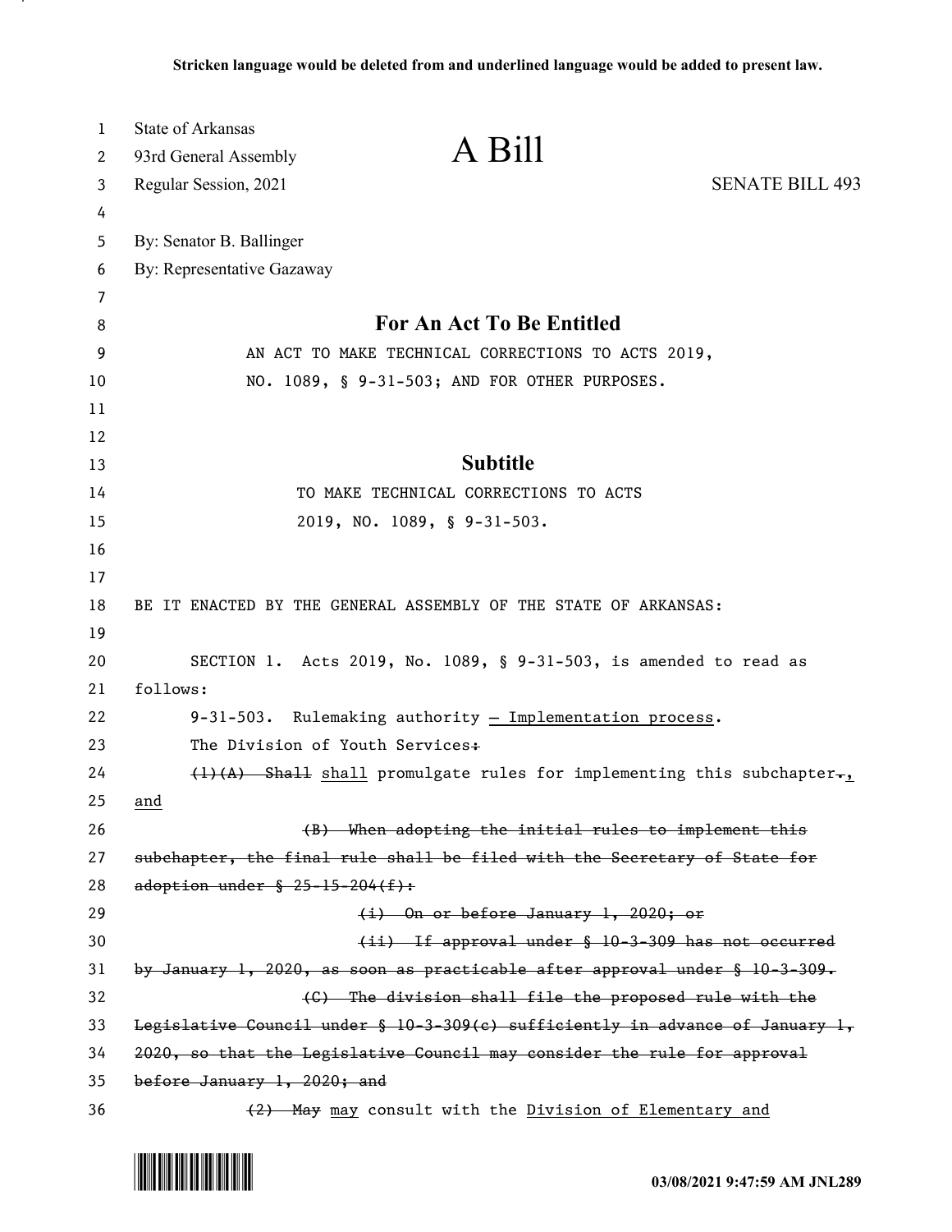Stricken language would be deleted from and underlined language would be added to present law.

State of Arkansas
93rd General Assembly
Regular Session, 2021

# A Bill

SENATE BILL 493

By: Senator B. Ballinger
By: Representative Gazaway

## For An Act To Be Entitled

AN ACT TO MAKE TECHNICAL CORRECTIONS TO ACTS 2019, NO. 1089, § 9-31-503; AND FOR OTHER PURPOSES.

## Subtitle

TO MAKE TECHNICAL CORRECTIONS TO ACTS 2019, NO. 1089, § 9-31-503.

BE IT ENACTED BY THE GENERAL ASSEMBLY OF THE STATE OF ARKANSAS:

SECTION 1. Acts 2019, No. 1089, § 9-31-503, is amended to read as follows:

9-31-503. Rulemaking authority <u>— Implementation process</u>.

The Division of Youth Services~~:~~

~~(1)(A) Shall~~ <u>shall</u> promulgate rules for implementing this subchapter~~.~~<u>, and</u>

~~(B) When adopting the initial rules to implement this subchapter, the final rule shall be filed with the Secretary of State for adoption under § 25-15-204(f):~~

~~(i) On or before January 1, 2020; or~~

~~(ii) If approval under § 10-3-309 has not occurred by January 1, 2020, as soon as practicable after approval under § 10-3-309.~~

~~(C) The division shall file the proposed rule with the Legislative Council under § 10-3-309(c) sufficiently in advance of January 1, 2020, so that the Legislative Council may consider the rule for approval before January 1, 2020; and~~

~~(2) May~~ <u>may</u> consult with the <u>Division of Elementary and</u>

03/08/2021 9:47:59 AM JNL289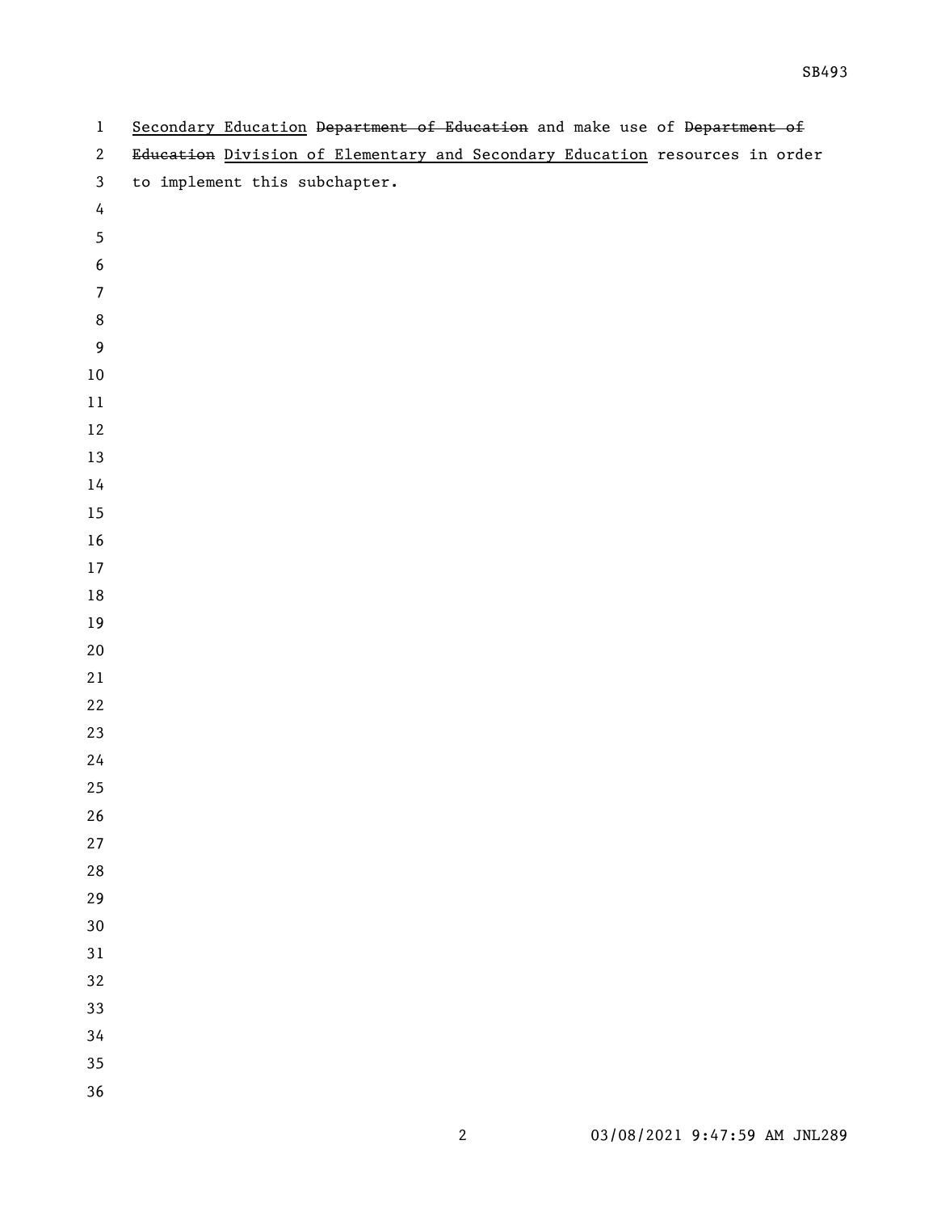Secondary Education ~~Department of Education~~ and make use of ~~Department of Education~~ Division of Elementary and Secondary Education resources in order to implement this subchapter.